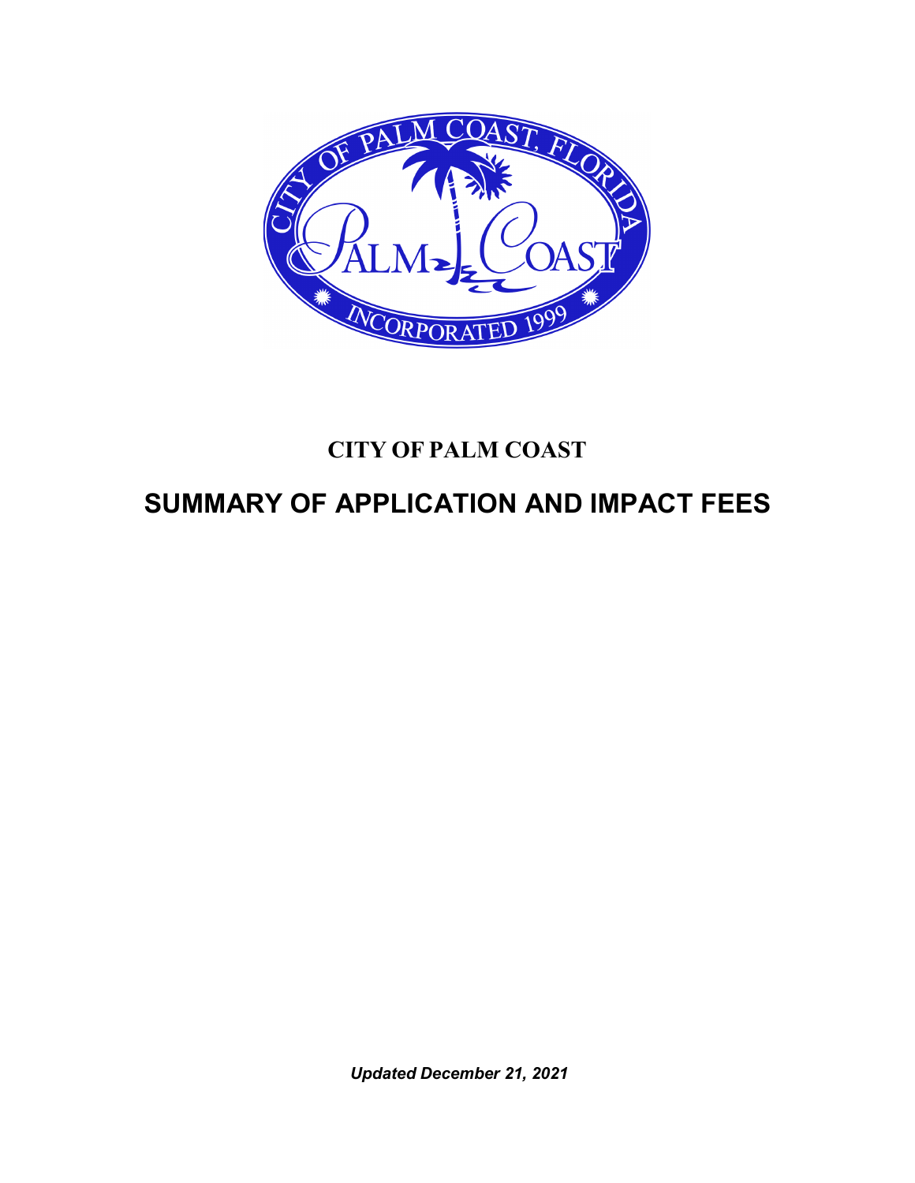# CITY OF PALM COAST

# SUMMARY OF APPLICATION AND IMPACT FEES

*Updated December 21, 2021*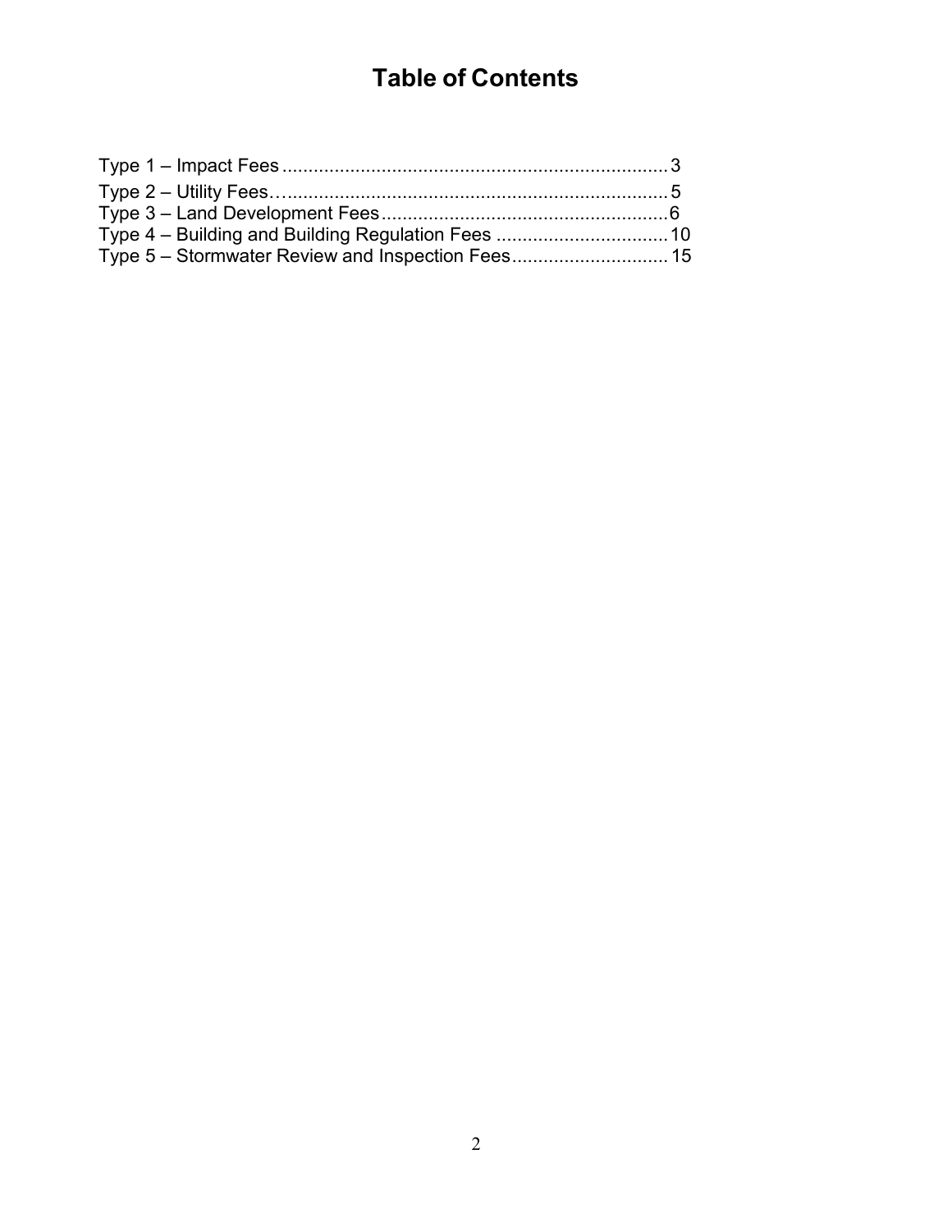# Table of Contents

Type 1 – Impact Fees .......................................................................... 3

Type 2 – Utility Fees… ......................................................................... 5

Type 3 – Land Development Fees ....................................................... 6

Type 4 – Building and Building Regulation Fees ................................. 10

Type 5 – Stormwater Review and Inspection Fees .............................. 15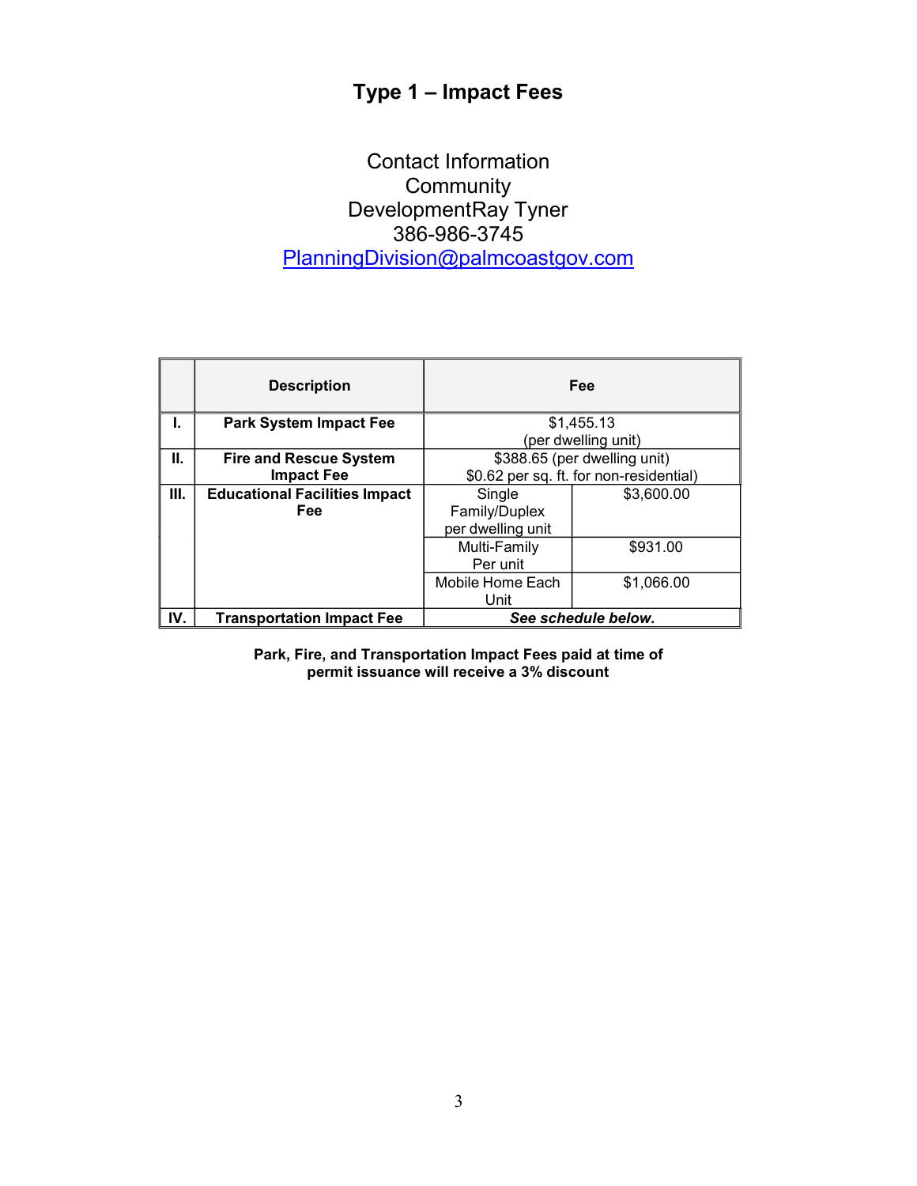# Type 1 – Impact Fees

Contact Information
Community
DevelopmentRay Tyner
386-986-3745
PlanningDivision@palmcoastgov.com

| | Description | Fee | |
|---|---|---|---|
| I. | **Park System Impact Fee** | $1,455.13 (per dwelling unit) | |
| II. | **Fire and Rescue System Impact Fee** | $388.65 (per dwelling unit) $0.62 per sq. ft. for non-residential) | |
| III. | **Educational Facilities Impact Fee** | Single Family/Duplex per dwelling unit | $3,600.00 |
| | | Multi-Family Per unit | $931.00 |
| | | Mobile Home Each Unit | $1,066.00 |
| IV. | **Transportation Impact Fee** | ***See schedule below.*** | |

**Park, Fire, and Transportation Impact Fees paid at time of permit issuance will receive a 3% discount**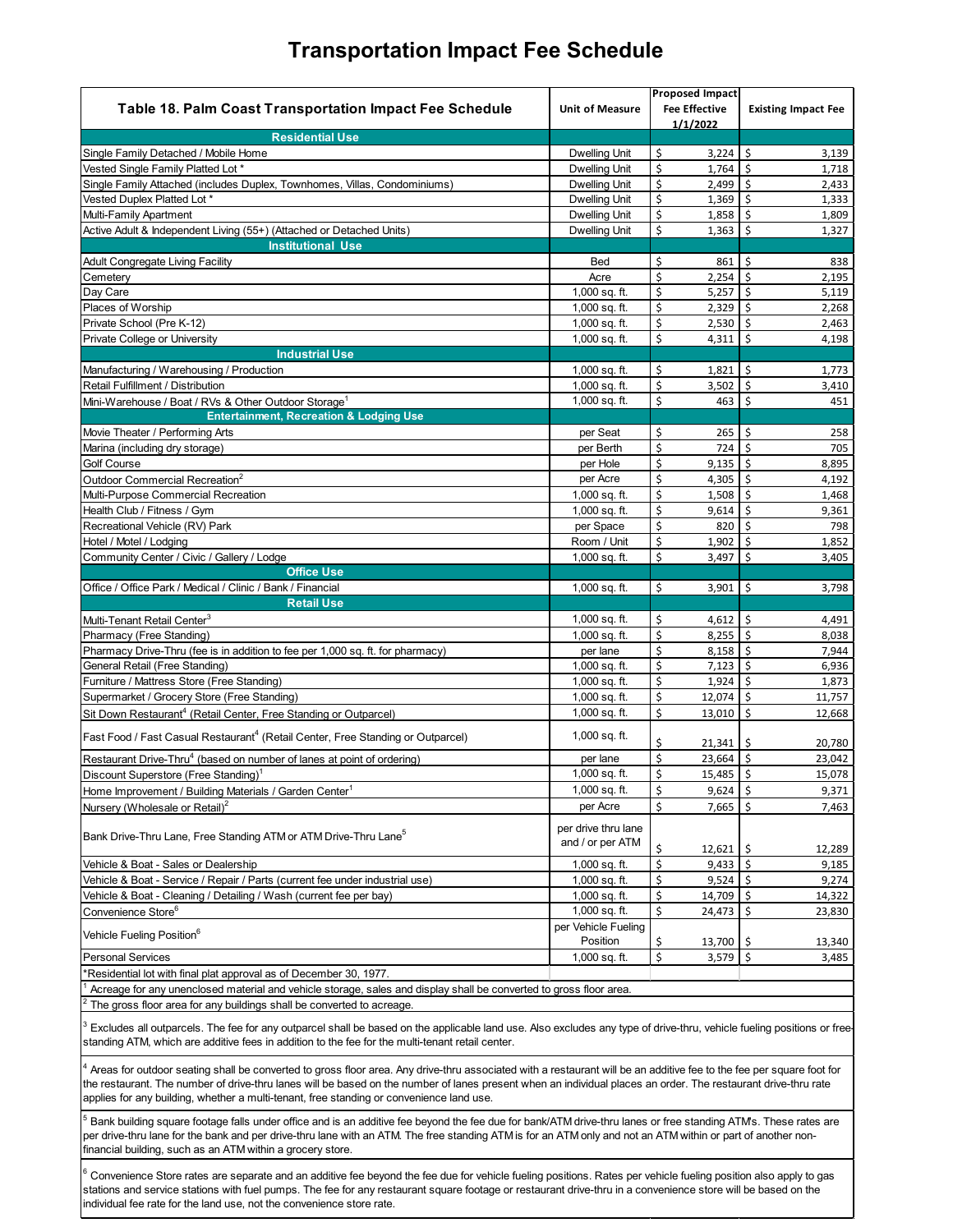# Transportation Impact Fee Schedule

| Table 18. Palm Coast Transportation Impact Fee Schedule | Unit of Measure | Proposed Impact Fee Effective 1/1/2022 | Existing Impact Fee |
|---|---|---|---|
| **Residential Use** | | | |
| Single Family Detached / Mobile Home | Dwelling Unit | $ 3,224 | $ 3,139 |
| Vested Single Family Platted Lot * | Dwelling Unit | $ 1,764 | $ 1,718 |
| Single Family Attached (includes Duplex, Townhomes, Villas, Condominiums) | Dwelling Unit | $ 2,499 | $ 2,433 |
| Vested Duplex Platted Lot * | Dwelling Unit | $ 1,369 | $ 1,333 |
| Multi-Family Apartment | Dwelling Unit | $ 1,858 | $ 1,809 |
| Active Adult & Independent Living (55+) (Attached or Detached Units) | Dwelling Unit | $ 1,363 | $ 1,327 |
| **Institutional Use** | | | |
| Adult Congregate Living Facility | Bed | $ 861 | $ 838 |
| Cemetery | Acre | $ 2,254 | $ 2,195 |
| Day Care | 1,000 sq. ft. | $ 5,257 | $ 5,119 |
| Places of Worship | 1,000 sq. ft. | $ 2,329 | $ 2,268 |
| Private School (Pre K-12) | 1,000 sq. ft. | $ 2,530 | $ 2,463 |
| Private College or University | 1,000 sq. ft. | $ 4,311 | $ 4,198 |
| **Industrial Use** | | | |
| Manufacturing / Warehousing / Production | 1,000 sq. ft. | $ 1,821 | $ 1,773 |
| Retail Fulfillment / Distribution | 1,000 sq. ft. | $ 3,502 | $ 3,410 |
| Mini-Warehouse / Boat / RVs & Other Outdoor Storage[1] | 1,000 sq. ft. | $ 463 | $ 451 |
| **Entertainment, Recreation & Lodging Use** | | | |
| Movie Theater / Performing Arts | per Seat | $ 265 | $ 258 |
| Marina (including dry storage) | per Berth | $ 724 | $ 705 |
| Golf Course | per Hole | $ 9,135 | $ 8,895 |
| Outdoor Commercial Recreation[2] | per Acre | $ 4,305 | $ 4,192 |
| Multi-Purpose Commercial Recreation | 1,000 sq. ft. | $ 1,508 | $ 1,468 |
| Health Club / Fitness / Gym | 1,000 sq. ft. | $ 9,614 | $ 9,361 |
| Recreational Vehicle (RV) Park | per Space | $ 820 | $ 798 |
| Hotel / Motel / Lodging | Room / Unit | $ 1,902 | $ 1,852 |
| Community Center / Civic / Gallery / Lodge | 1,000 sq. ft. | $ 3,497 | $ 3,405 |
| **Office Use** | | | |
| Office / Office Park / Medical / Clinic / Bank / Financial | 1,000 sq. ft. | $ 3,901 | $ 3,798 |
| **Retail Use** | | | |
| Multi-Tenant Retail Center[3] | 1,000 sq. ft. | $ 4,612 | $ 4,491 |
| Pharmacy (Free Standing) | 1,000 sq. ft. | $ 8,255 | $ 8,038 |
| Pharmacy Drive-Thru (fee is in addition to fee per 1,000 sq. ft. for pharmacy) | per lane | $ 8,158 | $ 7,944 |
| General Retail (Free Standing) | 1,000 sq. ft. | $ 7,123 | $ 6,936 |
| Furniture / Mattress Store (Free Standing) | 1,000 sq. ft. | $ 1,924 | $ 1,873 |
| Supermarket / Grocery Store (Free Standing) | 1,000 sq. ft. | $ 12,074 | $ 11,757 |
| Sit Down Restaurant[4] (Retail Center, Free Standing or Outparcel) | 1,000 sq. ft. | $ 13,010 | $ 12,668 |
| Fast Food / Fast Casual Restaurant[4] (Retail Center, Free Standing or Outparcel) | 1,000 sq. ft. | $ 21,341 | $ 20,780 |
| Restaurant Drive-Thru[4] (based on number of lanes at point of ordering) | per lane | $ 23,664 | $ 23,042 |
| Discount Superstore (Free Standing)[1] | 1,000 sq. ft. | $ 15,485 | $ 15,078 |
| Home Improvement / Building Materials / Garden Center[1] | 1,000 sq. ft. | $ 9,624 | $ 9,371 |
| Nursery (Wholesale or Retail)[2] | per Acre | $ 7,665 | $ 7,463 |
| Bank Drive-Thru Lane, Free Standing ATM or ATM Drive-Thru Lane[5] | per drive thru lane and / or per ATM | $ 12,621 | $ 12,289 |
| Vehicle & Boat - Sales or Dealership | 1,000 sq. ft. | $ 9,433 | $ 9,185 |
| Vehicle & Boat - Service / Repair / Parts (current fee under industrial use) | 1,000 sq. ft. | $ 9,524 | $ 9,274 |
| Vehicle & Boat - Cleaning / Detailing / Wash (current fee per bay) | 1,000 sq. ft. | $ 14,709 | $ 14,322 |
| Convenience Store[6] | 1,000 sq. ft. | $ 24,473 | $ 23,830 |
| Vehicle Fueling Position[6] | per Vehicle Fueling Position | $ 13,700 | $ 13,340 |
| Personal Services | 1,000 sq. ft. | $ 3,579 | $ 3,485 |

*Residential lot with final plat approval as of December 30, 1977.

[1] Acreage for any unenclosed material and vehicle storage, sales and display shall be converted to gross floor area.

[2] The gross floor area for any buildings shall be converted to acreage.

[3] Excludes all outparcels. The fee for any outparcel shall be based on the applicable land use. Also excludes any type of drive-thru, vehicle fueling positions or free-standing ATM, which are additive fees in addition to the fee for the multi-tenant retail center.

[4] Areas for outdoor seating shall be converted to gross floor area. Any drive-thru associated with a restaurant will be an additive fee to the fee per square foot for the restaurant. The number of drive-thru lanes will be based on the number of lanes present when an individual places an order. The restaurant drive-thru rate applies for any building, whether a multi-tenant, free standing or convenience land use.

[5] Bank building square footage falls under office and is an additive fee beyond the fee due for bank/ATM drive-thru lanes or free standing ATM's. These rates are per drive-thru lane for the bank and per drive-thru lane with an ATM. The free standing ATM is for an ATM only and not an ATM within or part of another non-financial building, such as an ATM within a grocery store.

[6] Convenience Store rates are separate and an additive fee beyond the fee due for vehicle fueling positions. Rates per vehicle fueling position also apply to gas stations and service stations with fuel pumps. The fee for any restaurant square footage or restaurant drive-thru in a convenience store will be based on the individual fee rate for the land use, not the convenience store rate.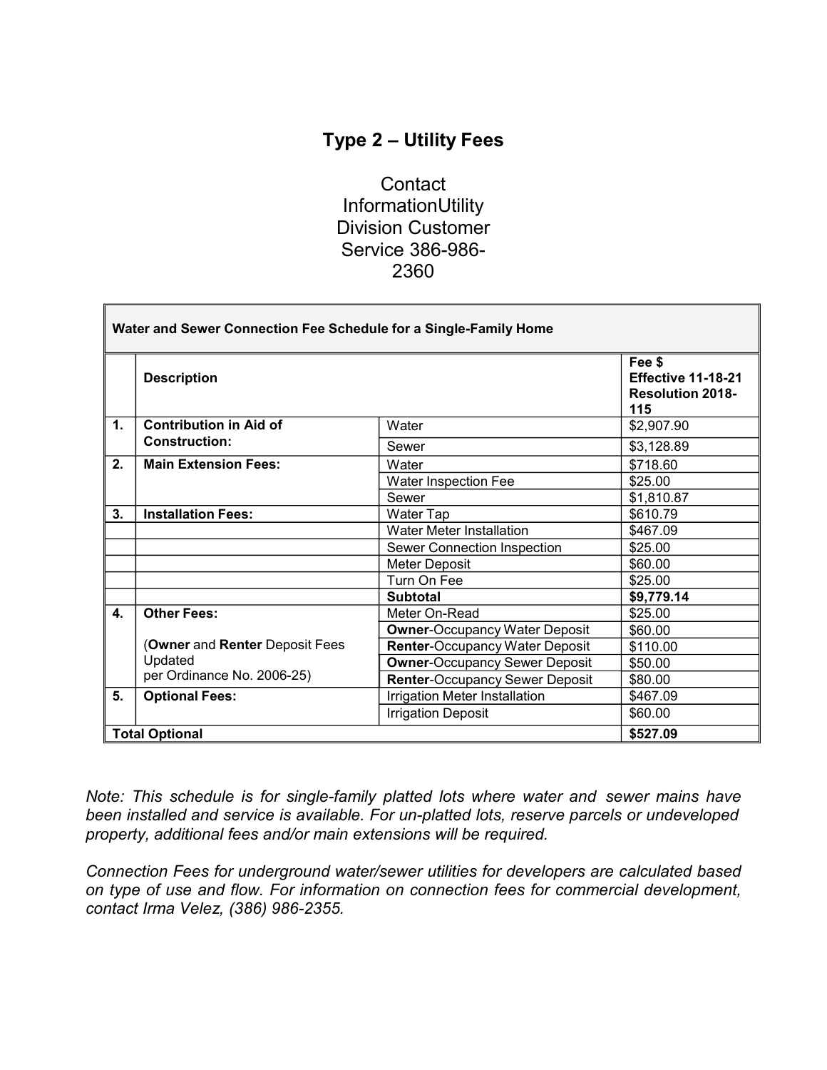# Type 2 – Utility Fees

Contact InformationUtility Division Customer Service 386-986-2360

| Water and Sewer Connection Fee Schedule for a Single-Family Home | | | |
|---|---|---|---|
| | **Description** | | **Fee $ Effective 11-18-21 Resolution 2018-115** |
| **1.** | **Contribution in Aid of Construction:** | Water | $2,907.90 |
| | | Sewer | $3,128.89 |
| **2.** | **Main Extension Fees:** | Water | $718.60 |
| | | Water Inspection Fee | $25.00 |
| | | Sewer | $1,810.87 |
| **3.** | **Installation Fees:** | Water Tap | $610.79 |
| | | Water Meter Installation | $467.09 |
| | | Sewer Connection Inspection | $25.00 |
| | | Meter Deposit | $60.00 |
| | | Turn On Fee | $25.00 |
| | | **Subtotal** | **$9,779.14** |
| **4.** | **Other Fees:** | Meter On-Read | $25.00 |
| | (**Owner** and **Renter** Deposit Fees Updated per Ordinance No. 2006-25) | **Owner**-Occupancy Water Deposit | $60.00 |
| | | **Renter**-Occupancy Water Deposit | $110.00 |
| | | **Owner**-Occupancy Sewer Deposit | $50.00 |
| | | **Renter**-Occupancy Sewer Deposit | $80.00 |
| **5.** | **Optional Fees:** | Irrigation Meter Installation | $467.09 |
| | | Irrigation Deposit | $60.00 |
| **Total Optional** | | | **$527.09** |

*Note: This schedule is for single-family platted lots where water and sewer mains have been installed and service is available. For un-platted lots, reserve parcels or undeveloped property, additional fees and/or main extensions will be required.*

*Connection Fees for underground water/sewer utilities for developers are calculated based on type of use and flow. For information on connection fees for commercial development, contact Irma Velez, (386) 986-2355.*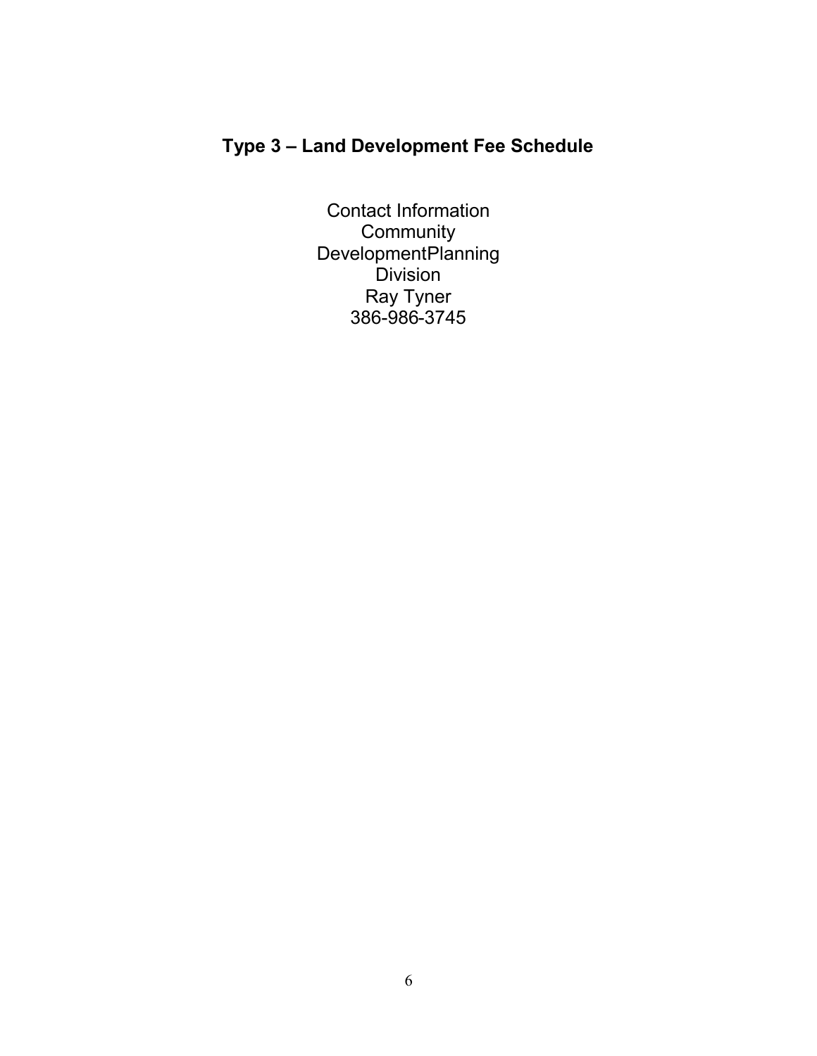# Type 3 – Land Development Fee Schedule

Contact Information
Community
DevelopmentPlanning
Division
Ray Tyner
386-986-3745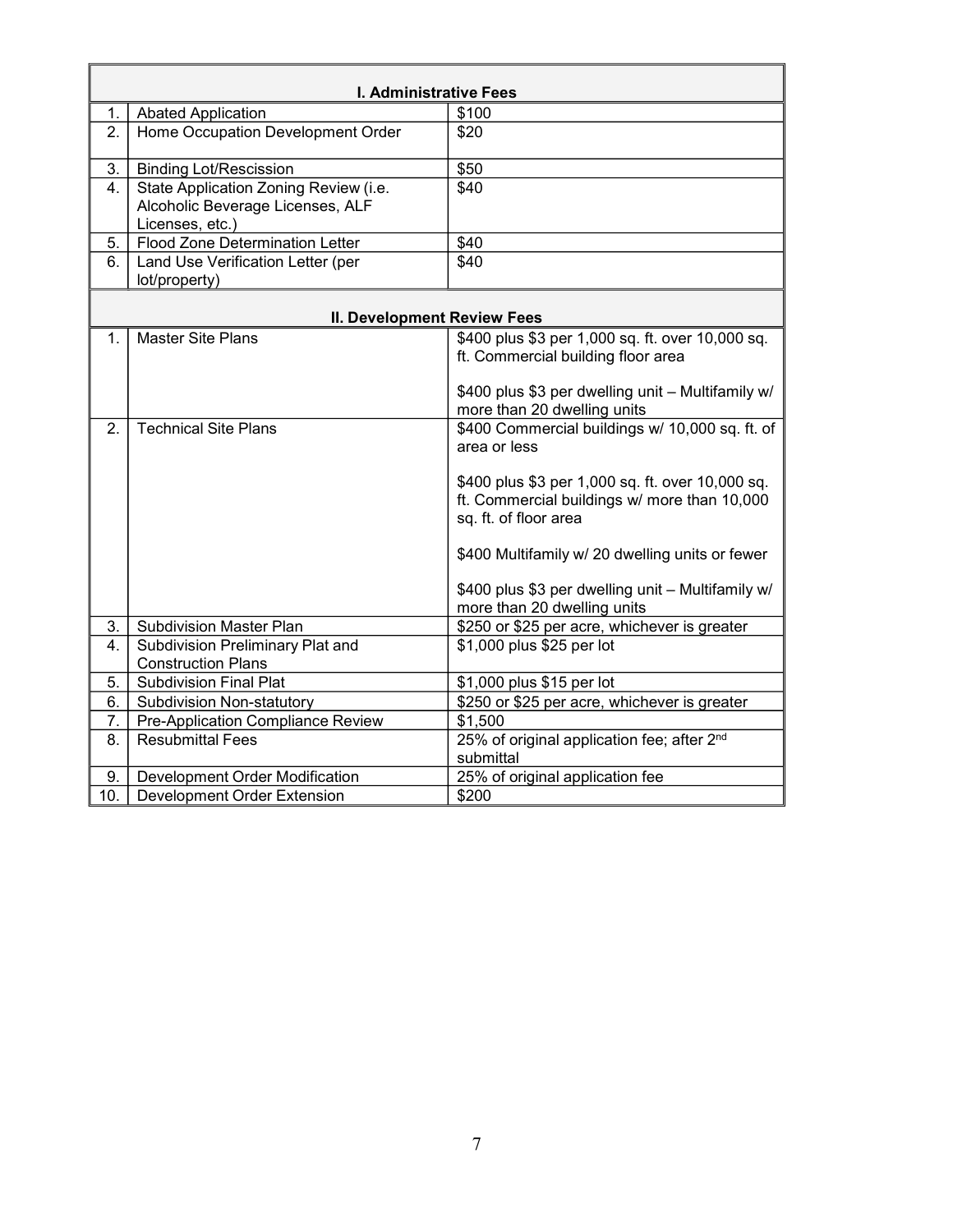| | I. Administrative Fees | |
|---|---|---|
| 1. | Abated Application | $100 |
| 2. | Home Occupation Development Order | $20 |
| 3. | Binding Lot/Rescission | $50 |
| 4. | State Application Zoning Review (i.e. Alcoholic Beverage Licenses, ALF Licenses, etc.) | $40 |
| 5. | Flood Zone Determination Letter | $40 |
| 6. | Land Use Verification Letter (per lot/property) | $40 |
| | **II. Development Review Fees** | |
| 1. | Master Site Plans | $400 plus $3 per 1,000 sq. ft. over 10,000 sq. ft. Commercial building floor area<br><br>$400 plus $3 per dwelling unit – Multifamily w/ more than 20 dwelling units |
| 2. | Technical Site Plans | $400 Commercial buildings w/ 10,000 sq. ft. of area or less<br><br>$400 plus $3 per 1,000 sq. ft. over 10,000 sq. ft. Commercial buildings w/ more than 10,000 sq. ft. of floor area<br><br>$400 Multifamily w/ 20 dwelling units or fewer<br><br>$400 plus $3 per dwelling unit – Multifamily w/ more than 20 dwelling units |
| 3. | Subdivision Master Plan | $250 or $25 per acre, whichever is greater |
| 4. | Subdivision Preliminary Plat and Construction Plans | $1,000 plus $25 per lot |
| 5. | Subdivision Final Plat | $1,000 plus $15 per lot |
| 6. | Subdivision Non-statutory | $250 or $25 per acre, whichever is greater |
| 7. | Pre-Application Compliance Review | $1,500 |
| 8. | Resubmittal Fees | 25% of original application fee; after 2nd submittal |
| 9. | Development Order Modification | 25% of original application fee |
| 10. | Development Order Extension | $200 |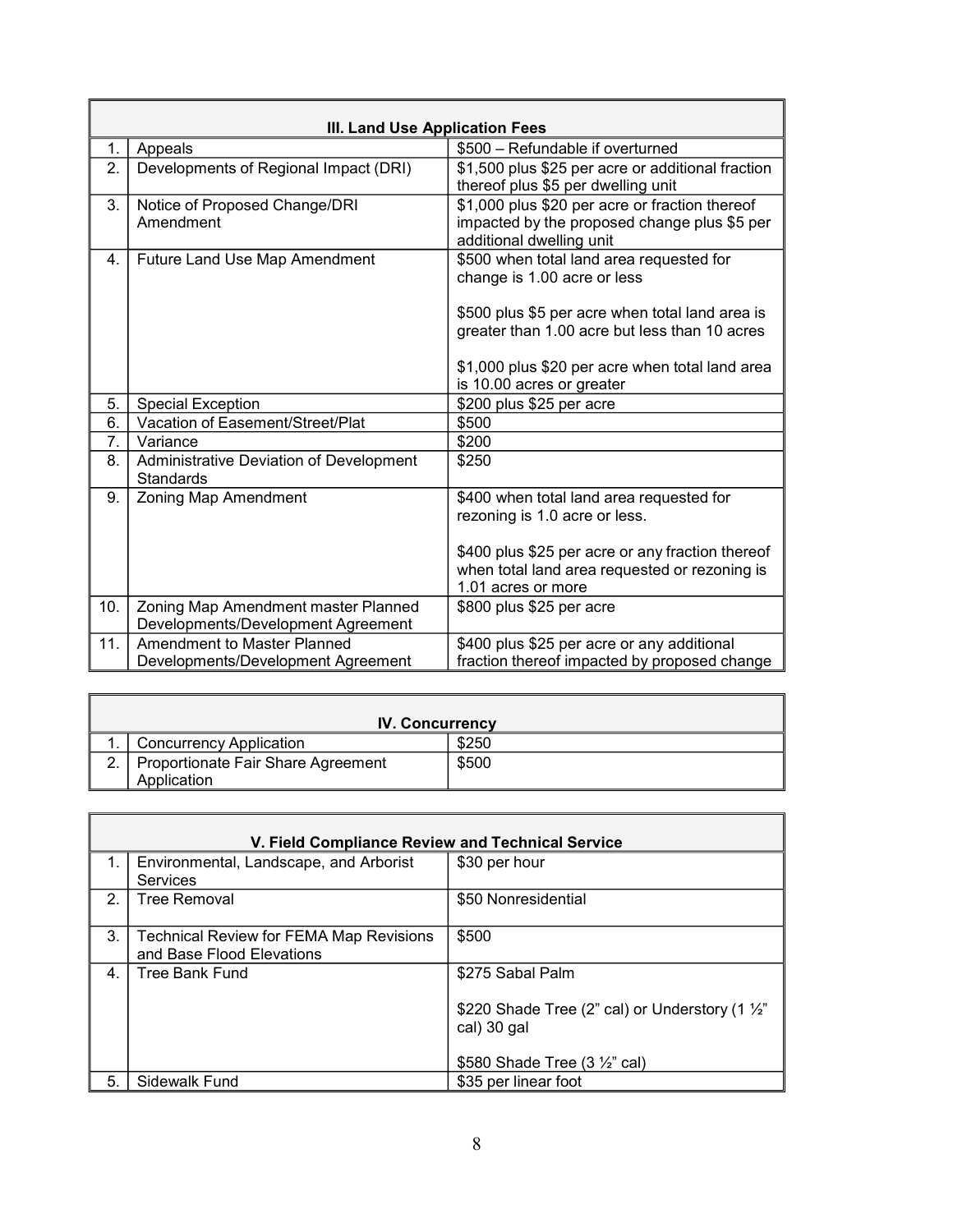| III. Land Use Application Fees | | |
|---|---|---|
| 1. | Appeals | $500 – Refundable if overturned |
| 2. | Developments of Regional Impact (DRI) | $1,500 plus $25 per acre or additional fraction thereof plus $5 per dwelling unit |
| 3. | Notice of Proposed Change/DRI Amendment | $1,000 plus $20 per acre or fraction thereof impacted by the proposed change plus $5 per additional dwelling unit |
| 4. | Future Land Use Map Amendment | $500 when total land area requested for change is 1.00 acre or less<br><br>$500 plus $5 per acre when total land area is greater than 1.00 acre but less than 10 acres<br><br>$1,000 plus $20 per acre when total land area is 10.00 acres or greater |
| 5. | Special Exception | $200 plus $25 per acre |
| 6. | Vacation of Easement/Street/Plat | $500 |
| 7. | Variance | $200 |
| 8. | Administrative Deviation of Development Standards | $250 |
| 9. | Zoning Map Amendment | $400 when total land area requested for rezoning is 1.0 acre or less.<br><br>$400 plus $25 per acre or any fraction thereof when total land area requested or rezoning is 1.01 acres or more |
| 10. | Zoning Map Amendment master Planned Developments/Development Agreement | $800 plus $25 per acre |
| 11. | Amendment to Master Planned Developments/Development Agreement | $400 plus $25 per acre or any additional fraction thereof impacted by proposed change |

| IV. Concurrency | | |
|---|---|---|
| 1. | Concurrency Application | $250 |
| 2. | Proportionate Fair Share Agreement Application | $500 |

| V. Field Compliance Review and Technical Service | | |
|---|---|---|
| 1. | Environmental, Landscape, and Arborist Services | $30 per hour |
| 2. | Tree Removal | $50 Nonresidential |
| 3. | Technical Review for FEMA Map Revisions and Base Flood Elevations | $500 |
| 4. | Tree Bank Fund | $275 Sabal Palm<br><br>$220 Shade Tree (2" cal) or Understory (1 ½" cal) 30 gal<br><br>$580 Shade Tree (3 ½" cal) |
| 5. | Sidewalk Fund | $35 per linear foot |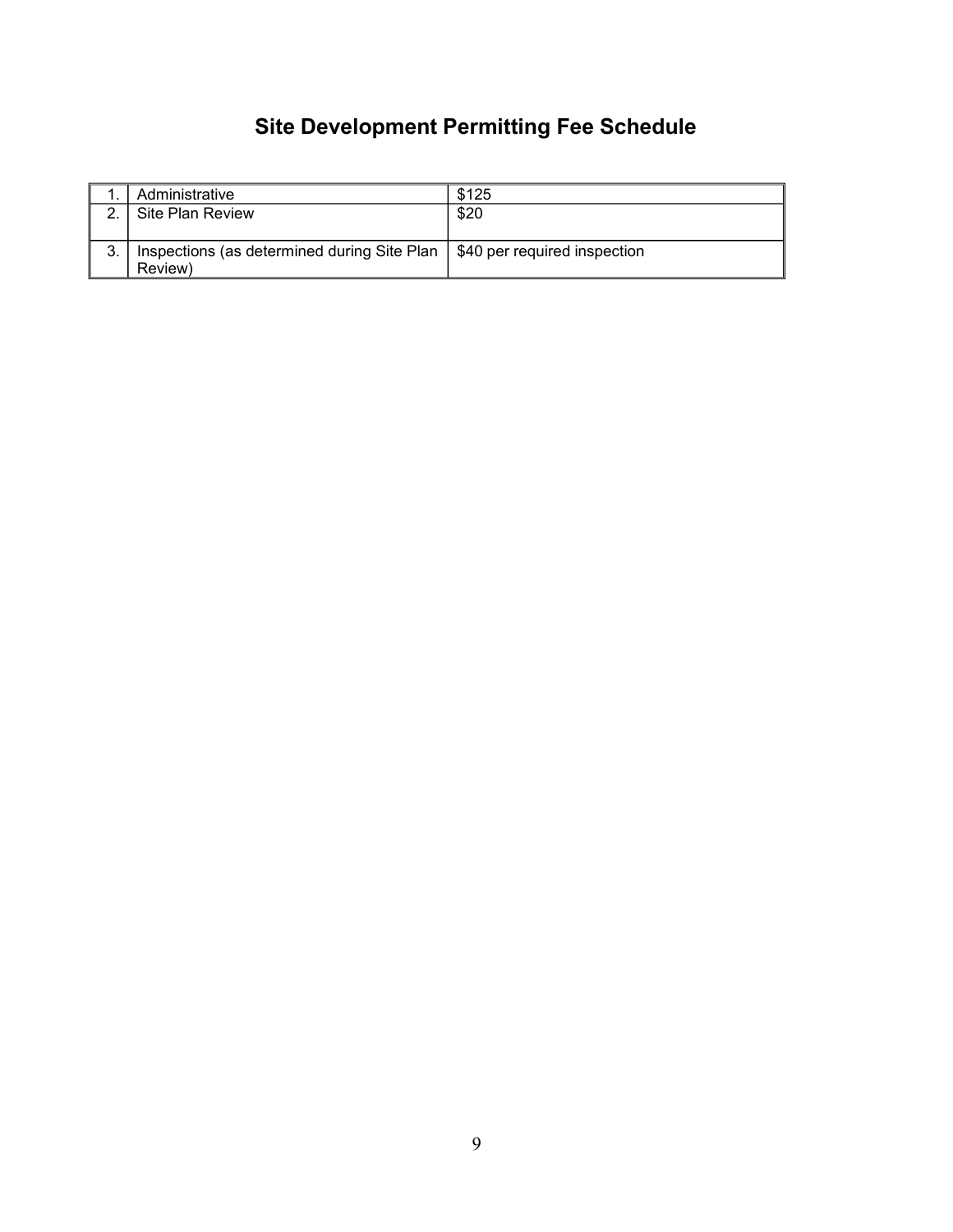# Site Development Permitting Fee Schedule

| | | |
|---|---|---|
| 1. | Administrative | $125 |
| 2. | Site Plan Review | $20 |
| 3. | Inspections (as determined during Site Plan Review) | $40 per required inspection |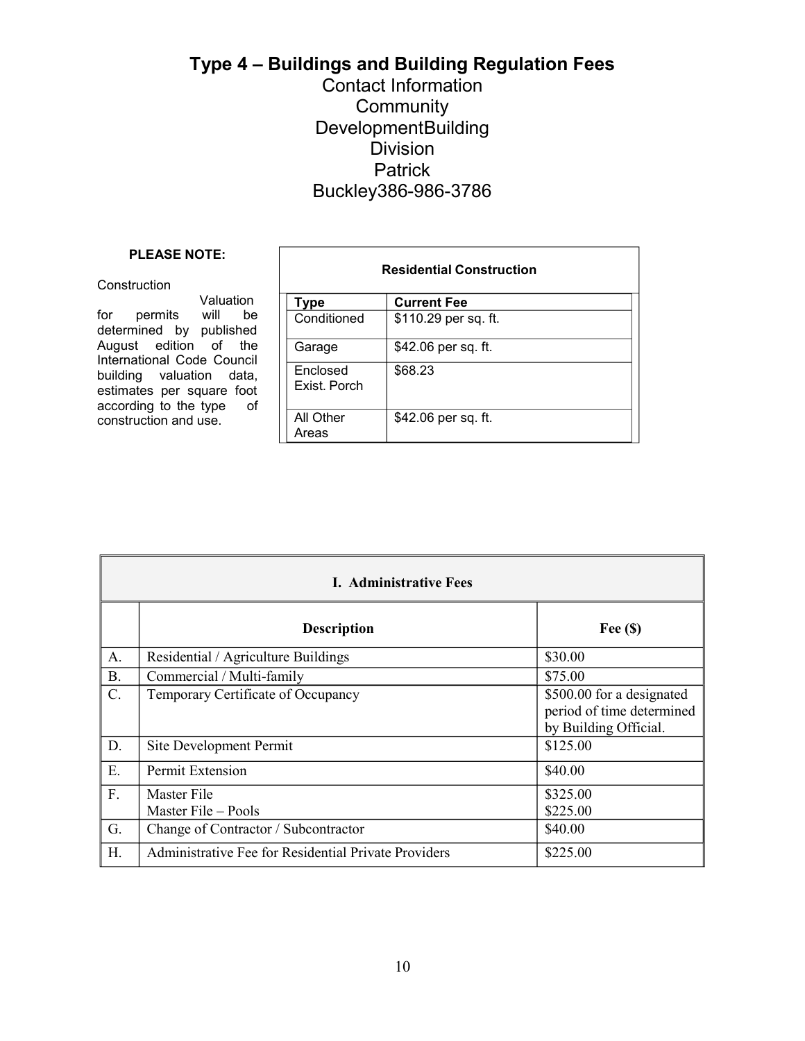# Type 4 – Buildings and Building Regulation Fees

Contact Information
Community
DevelopmentBuilding
Division
Patrick
Buckley386-986-3786

**PLEASE NOTE:**

Construction Valuation for permits will be determined by published August edition of the International Code Council building valuation data, estimates per square foot according to the type of construction and use.

| Residential Construction | |
|---|---|
| **Type** | **Current Fee** |
| Conditioned | $110.29 per sq. ft. |
| Garage | $42.06 per sq. ft. |
| Enclosed Exist. Porch | $68.23 |
| All Other Areas | $42.06 per sq. ft. |

| I. Administrative Fees | | |
|---|---|---|
| | **Description** | **Fee ($)** |
| A. | Residential / Agriculture Buildings | $30.00 |
| B. | Commercial / Multi-family | $75.00 |
| C. | Temporary Certificate of Occupancy | $500.00 for a designated period of time determined by Building Official. |
| D. | Site Development Permit | $125.00 |
| E. | Permit Extension | $40.00 |
| F. | Master File<br>Master File – Pools | $325.00<br>$225.00 |
| G. | Change of Contractor / Subcontractor | $40.00 |
| H. | Administrative Fee for Residential Private Providers | $225.00 |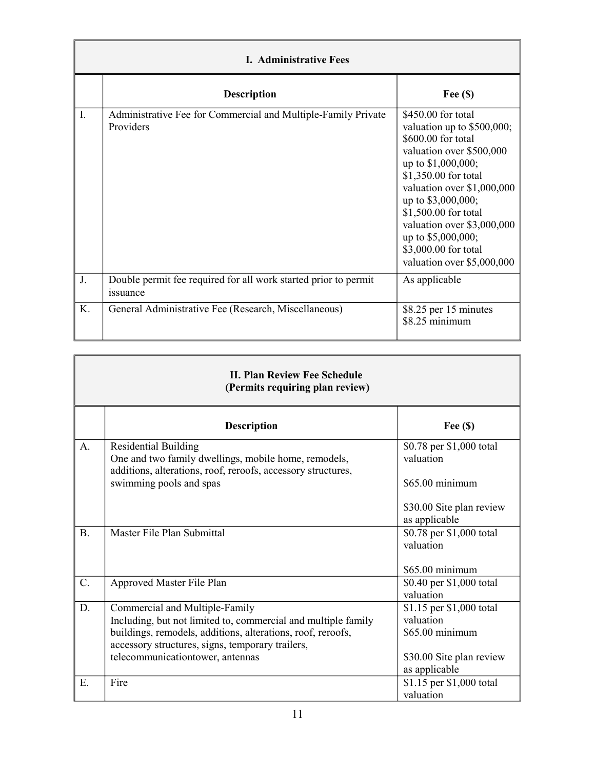| I. Administrative Fees | | |
|---|---|---|
| | **Description** | **Fee ($)** |
| I. | Administrative Fee for Commercial and Multiple-Family Private Providers | $450.00 for total valuation up to $500,000; $600.00 for total valuation over $500,000 up to $1,000,000; $1,350.00 for total valuation over $1,000,000 up to $3,000,000; $1,500.00 for total valuation over $3,000,000 up to $5,000,000; $3,000.00 for total valuation over $5,000,000 |
| J. | Double permit fee required for all work started prior to permit issuance | As applicable |
| K. | General Administrative Fee (Research, Miscellaneous) | $8.25 per 15 minutes<br>$8.25 minimum |

| II. Plan Review Fee Schedule (Permits requiring plan review) | | |
|---|---|---|
| | **Description** | **Fee ($)** |
| A. | Residential Building<br>One and two family dwellings, mobile home, remodels, additions, alterations, roof, reroofs, accessory structures, swimming pools and spas | $0.78 per $1,000 total valuation<br><br>$65.00 minimum<br><br>$30.00 Site plan review as applicable |
| B. | Master File Plan Submittal | $0.78 per $1,000 total valuation<br><br>$65.00 minimum |
| C. | Approved Master File Plan | $0.40 per $1,000 total valuation |
| D. | Commercial and Multiple-Family<br>Including, but not limited to, commercial and multiple family buildings, remodels, additions, alterations, roof, reroofs, accessory structures, signs, temporary trailers, telecommunicationtower, antennas | $1.15 per $1,000 total valuation<br>$65.00 minimum<br><br>$30.00 Site plan review as applicable |
| E. | Fire | $1.15 per $1,000 total valuation |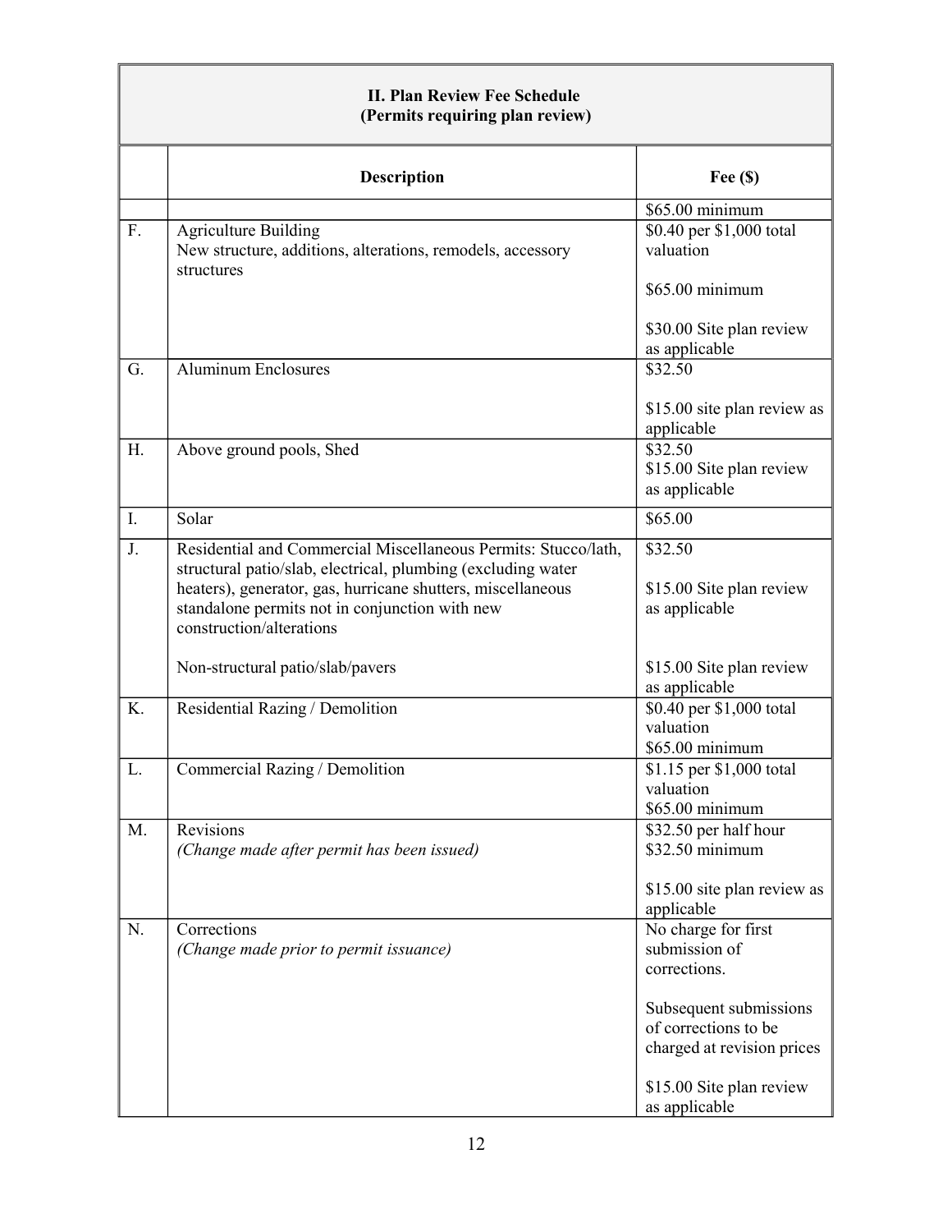| | II. Plan Review Fee Schedule (Permits requiring plan review) | |
|---|---|---|
| | **Description** | **Fee ($)** |
| | | $65.00 minimum |
| F. | Agriculture Building<br>New structure, additions, alterations, remodels, accessory structures | $0.40 per $1,000 total valuation<br><br>$65.00 minimum<br><br>$30.00 Site plan review as applicable |
| G. | Aluminum Enclosures | $32.50<br><br>$15.00 site plan review as applicable |
| H. | Above ground pools, Shed | $32.50<br>$15.00 Site plan review as applicable |
| I. | Solar | $65.00 |
| J. | Residential and Commercial Miscellaneous Permits: Stucco/lath, structural patio/slab, electrical, plumbing (excluding water heaters), generator, gas, hurricane shutters, miscellaneous standalone permits not in conjunction with new construction/alterations<br><br>Non-structural patio/slab/pavers | $32.50<br><br>$15.00 Site plan review as applicable<br><br>$15.00 Site plan review as applicable |
| K. | Residential Razing / Demolition | $0.40 per $1,000 total valuation<br>$65.00 minimum |
| L. | Commercial Razing / Demolition | $1.15 per $1,000 total valuation<br>$65.00 minimum |
| M. | Revisions<br>*(Change made after permit has been issued)* | $32.50 per half hour<br>$32.50 minimum<br><br>$15.00 site plan review as applicable |
| N. | Corrections<br>*(Change made prior to permit issuance)* | No charge for first submission of corrections.<br><br>Subsequent submissions of corrections to be charged at revision prices<br><br>$15.00 Site plan review as applicable |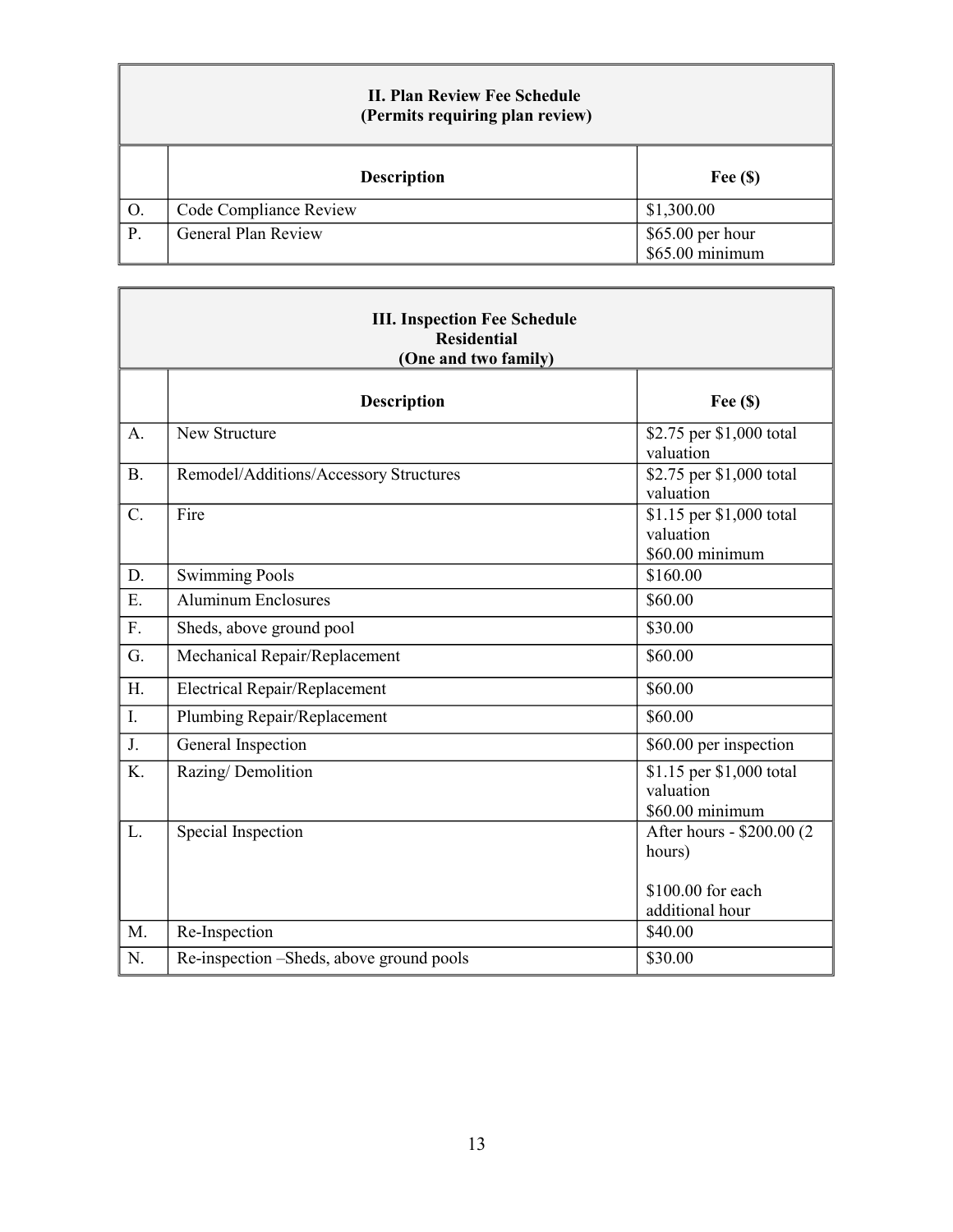| II. Plan Review Fee Schedule (Permits requiring plan review) | | |
|---|---|---|
| | **Description** | **Fee ($)** |
| O. | Code Compliance Review | $1,300.00 |
| P. | General Plan Review | $65.00 per hour<br>$65.00 minimum |

| III. Inspection Fee Schedule Residential (One and two family) | | |
|---|---|---|
| | **Description** | **Fee ($)** |
| A. | New Structure | $2.75 per $1,000 total valuation |
| B. | Remodel/Additions/Accessory Structures | $2.75 per $1,000 total valuation |
| C. | Fire | $1.15 per $1,000 total valuation<br>$60.00 minimum |
| D. | Swimming Pools | $160.00 |
| E. | Aluminum Enclosures | $60.00 |
| F. | Sheds, above ground pool | $30.00 |
| G. | Mechanical Repair/Replacement | $60.00 |
| H. | Electrical Repair/Replacement | $60.00 |
| I. | Plumbing Repair/Replacement | $60.00 |
| J. | General Inspection | $60.00 per inspection |
| K. | Razing/ Demolition | $1.15 per $1,000 total valuation<br>$60.00 minimum |
| L. | Special Inspection | After hours - $200.00 (2 hours)<br><br>$100.00 for each additional hour |
| M. | Re-Inspection | $40.00 |
| N. | Re-inspection –Sheds, above ground pools | $30.00 |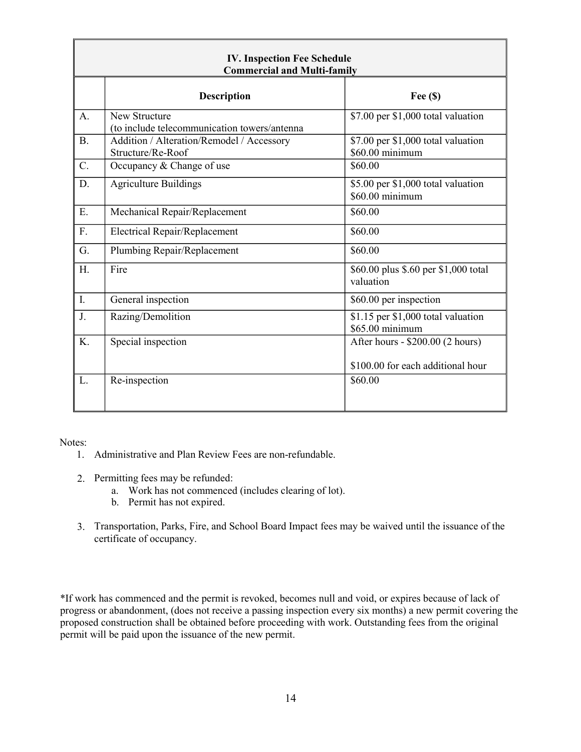| IV. Inspection Fee Schedule<br>Commercial and Multi-family | | |
|---|---|---|
| | **Description** | **Fee ($)** |
| A. | New Structure<br>(to include telecommunication towers/antenna | $7.00 per $1,000 total valuation |
| B. | Addition / Alteration/Remodel / Accessory Structure/Re-Roof | $7.00 per $1,000 total valuation<br>$60.00 minimum |
| C. | Occupancy & Change of use | $60.00 |
| D. | Agriculture Buildings | $5.00 per $1,000 total valuation<br>$60.00 minimum |
| E. | Mechanical Repair/Replacement | $60.00 |
| F. | Electrical Repair/Replacement | $60.00 |
| G. | Plumbing Repair/Replacement | $60.00 |
| H. | Fire | $60.00 plus $.60 per $1,000 total valuation |
| I. | General inspection | $60.00 per inspection |
| J. | Razing/Demolition | $1.15 per $1,000 total valuation<br>$65.00 minimum |
| K. | Special inspection | After hours - $200.00 (2 hours)<br><br>$100.00 for each additional hour |
| L. | Re-inspection | $60.00 |

Notes:

1. Administrative and Plan Review Fees are non-refundable.
2. Permitting fees may be refunded:
   a. Work has not commenced (includes clearing of lot).
   b. Permit has not expired.
3. Transportation, Parks, Fire, and School Board Impact fees may be waived until the issuance of the certificate of occupancy.

*If work has commenced and the permit is revoked, becomes null and void, or expires because of lack of progress or abandonment, (does not receive a passing inspection every six months) a new permit covering the proposed construction shall be obtained before proceeding with work. Outstanding fees from the original permit will be paid upon the issuance of the new permit.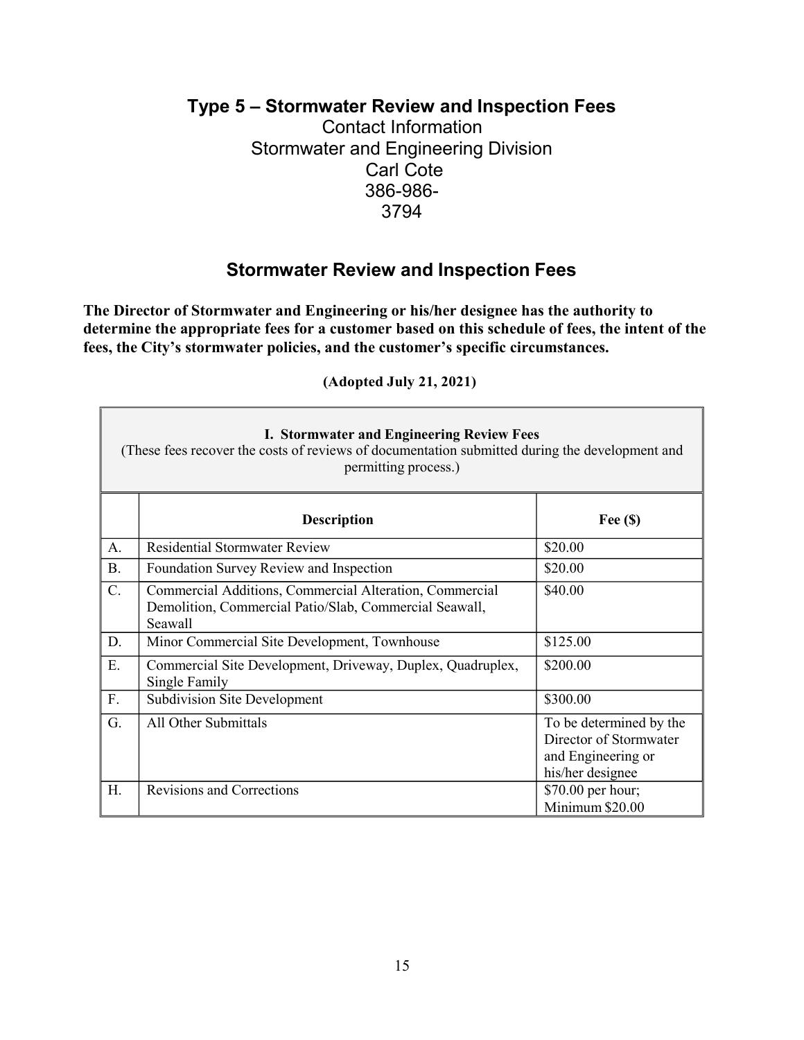# Type 5 – Stormwater Review and Inspection Fees

Contact Information
Stormwater and Engineering Division
Carl Cote
386-986-3794

## Stormwater Review and Inspection Fees

**The Director of Stormwater and Engineering or his/her designee has the authority to determine the appropriate fees for a customer based on this schedule of fees, the intent of the fees, the City's stormwater policies, and the customer's specific circumstances.**

**(Adopted July 21, 2021)**

| **I. Stormwater and Engineering Review Fees** (These fees recover the costs of reviews of documentation submitted during the development and permitting process.) | | |
|---|---|---|
| | **Description** | **Fee ($)** |
| A. | Residential Stormwater Review | $20.00 |
| B. | Foundation Survey Review and Inspection | $20.00 |
| C. | Commercial Additions, Commercial Alteration, Commercial Demolition, Commercial Patio/Slab, Commercial Seawall, Seawall | $40.00 |
| D. | Minor Commercial Site Development, Townhouse | $125.00 |
| E. | Commercial Site Development, Driveway, Duplex, Quadruplex, Single Family | $200.00 |
| F. | Subdivision Site Development | $300.00 |
| G. | All Other Submittals | To be determined by the Director of Stormwater and Engineering or his/her designee |
| H. | Revisions and Corrections | $70.00 per hour; Minimum $20.00 |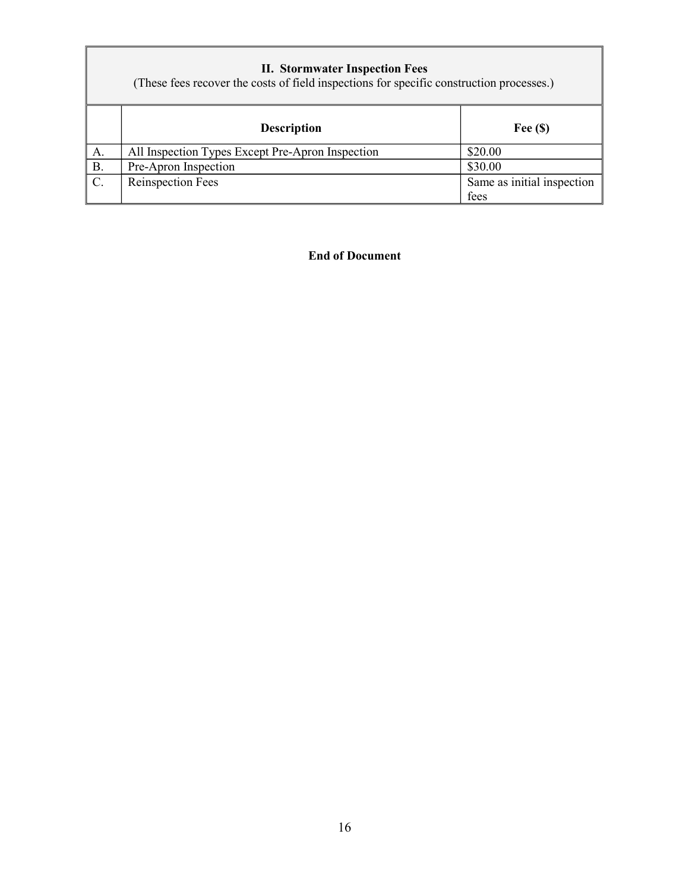## II. Stormwater Inspection Fees

(These fees recover the costs of field inspections for specific construction processes.)

| | Description | Fee ($) |
|---|---|---|
| A. | All Inspection Types Except Pre-Apron Inspection | $20.00 |
| B. | Pre-Apron Inspection | $30.00 |
| C. | Reinspection Fees | Same as initial inspection fees |

**End of Document**